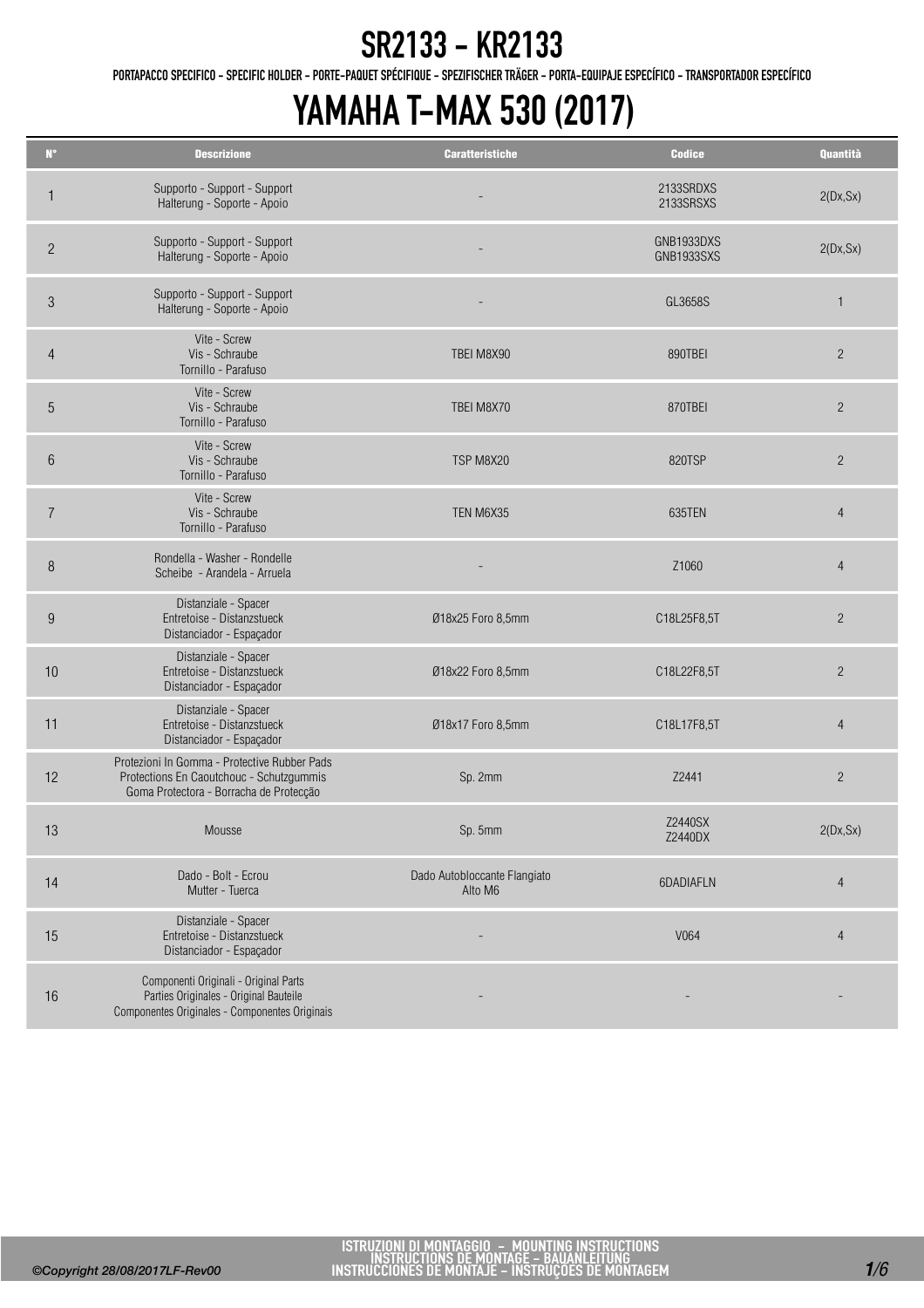# SR2133 - KR2133

PORTAPACCO SPECIFICO - SPECIFIC HOLDER - PORTE-PAQUET SPÉCIFIQUE - SPEZIFISCHER TRÄGER - PORTA-EQUIPAJE ESPECÍFICO - TRANSPORTADOR ESPECÍFICO

# YAMAHA T-MAX 530 (2017)

| N° | Descrizione | Caratteristiche | Codice | Quantità |
|---|---|---|---|---|
| 1 | Supporto - Support - Support Halterung - Soporte - Apoio | - | 2133SRDXS 2133SRSXS | 2(Dx,Sx) |
| 2 | Supporto - Support - Support Halterung - Soporte - Apoio | - | GNB1933DXS GNB1933SXS | 2(Dx,Sx) |
| 3 | Supporto - Support - Support Halterung - Soporte - Apoio | - | GL3658S | 1 |
| 4 | Vite - Screw Vis - Schraube Tornillo - Parafuso | TBEI M8X90 | 890TBEI | 2 |
| 5 | Vite - Screw Vis - Schraube Tornillo - Parafuso | TBEI M8X70 | 870TBEI | 2 |
| 6 | Vite - Screw Vis - Schraube Tornillo - Parafuso | TSP M8X20 | 820TSP | 2 |
| 7 | Vite - Screw Vis - Schraube Tornillo - Parafuso | TEN M6X35 | 635TEN | 4 |
| 8 | Rondella - Washer - Rondelle Scheibe - Arandela - Arruela | - | Z1060 | 4 |
| 9 | Distanziale - Spacer Entretoise - Distanzstueck Distanciador - Espaçador | Ø18x25 Foro 8,5mm | C18L25F8,5T | 2 |
| 10 | Distanziale - Spacer Entretoise - Distanzstueck Distanciador - Espaçador | Ø18x22 Foro 8,5mm | C18L22F8,5T | 2 |
| 11 | Distanziale - Spacer Entretoise - Distanzstueck Distanciador - Espaçador | Ø18x17 Foro 8,5mm | C18L17F8,5T | 4 |
| 12 | Protezioni In Gomma - Protective Rubber Pads Protections En Caoutchouc - Schutzgummis Goma Protectora - Borracha de Protecção | Sp. 2mm | Z2441 | 2 |
| 13 | Mousse | Sp. 5mm | Z2440SX Z2440DX | 2(Dx,Sx) |
| 14 | Dado - Bolt - Ecrou Mutter - Tuerca | Dado Autobloccante Flangiato Alto M6 | 6DADIAFLN | 4 |
| 15 | Distanziale - Spacer Entretoise - Distanzstueck Distanciador - Espaçador | - | V064 | 4 |
| 16 | Componenti Originali - Original Parts Parties Originales - Original Bauteile Componentes Originales - Componentes Originais | - | - | - |

*©Copyright 28/08/2017LF-Rev00*

ISTRUZIONI DI MONTAGGIO - MOUNTING INSTRUCTIONS
INSTRUCTIONS DE MONTAGE - BAUANLEITUNG
INSTRUCCIONES DE MONTAJE - INSTRUÇÕES DE MONTAGEM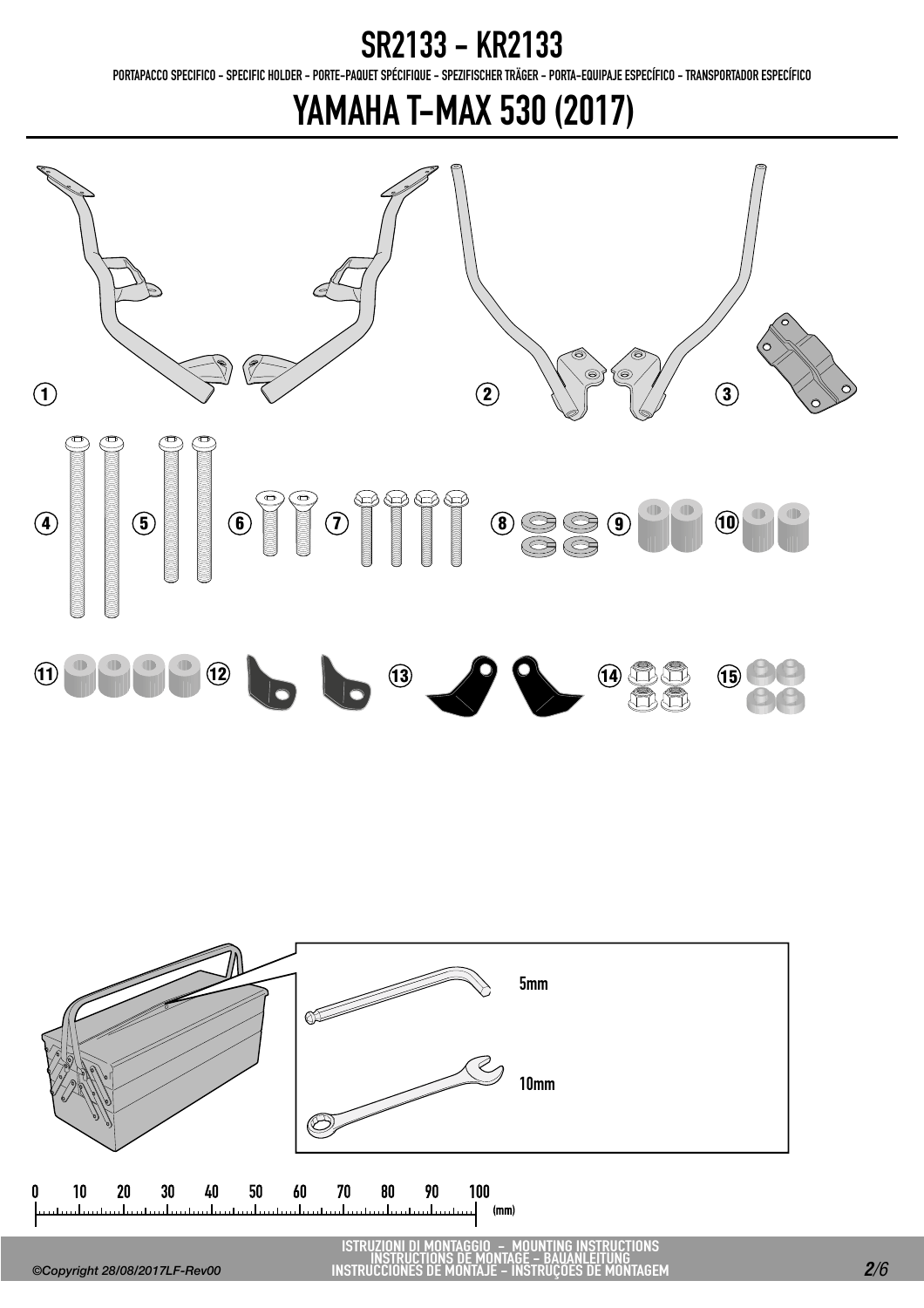# SR2133 - KR2133

PORTAPACCO SPECIFICO - SPECIFIC HOLDER - PORTE-PAQUET SPÉCIFIQUE - SPEZIFISCHER TRÄGER - PORTA-EQUIPAJE ESPECÍFICO - TRANSPORTADOR ESPECÍFICO

# YAMAHA T-MAX 530 (2017)

1 2 3

4 5 6 7 8 9 10

11 12 13 14 15

5mm

10mm

0 10 20 30 40 50 60 70 80 90 100 (mm)

ISTRUZIONI DI MONTAGGIO - MOUNTING INSTRUCTIONS
INSTRUCTIONS DE MONTAGE - BAUANLEITUNG
INSTRUCCIONES DE MONTAJE - INSTRUÇOES DE MONTAGEM

©Copyright 28/08/2017LF-Rev00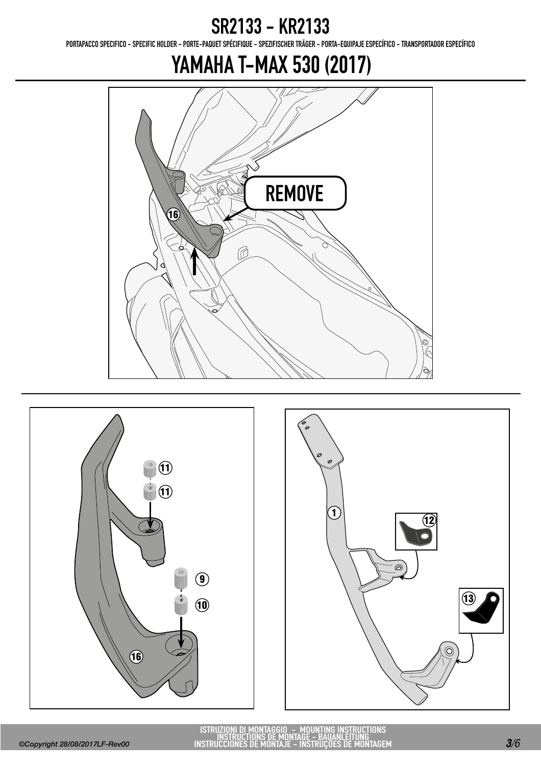# SR2133 - KR2133

PORTAPACCO SPECIFICO - SPECIFIC HOLDER - PORTE-PAQUET SPÉCIFIQUE - SPEZIFISCHER TRÄGER - PORTA-EQUIPAJE ESPECÍFICO - TRANSPORTADOR ESPECÍFICO

# YAMAHA T-MAX 530 (2017)

REMOVE

16

11

11

9

10

16

1

12

13

ISTRUZIONI DI MONTAGGIO - MOUNTING INSTRUCTIONS
INSTRUCTIONS DE MONTAGE - BAUANLEITUNG
INSTRUCCIONES DE MONTAJE - INSTRUÇÕES DE MONTAGEM

©Copyright 28/08/2017LF-Rev00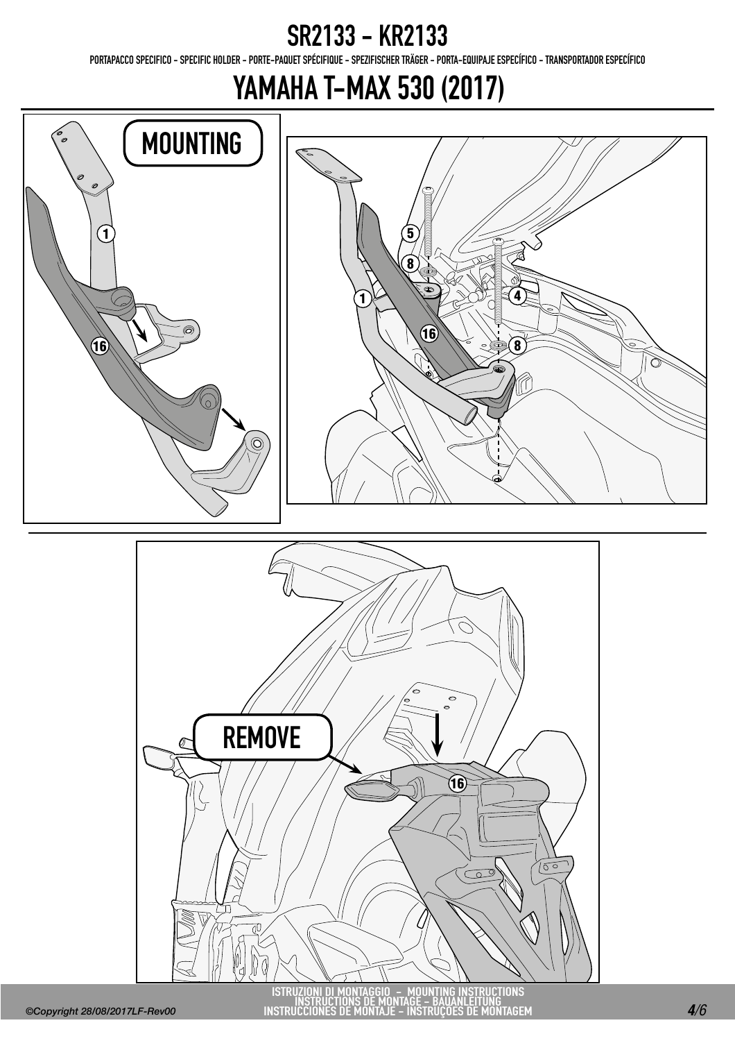# SR2133 - KR2133

PORTAPACCO SPECIFICO - SPECIFIC HOLDER - PORTE-PAQUET SPÉCIFIQUE - SPEZIFISCHER TRÄGER - PORTA-EQUIPAJE ESPECÍFICO - TRANSPORTADOR ESPECÍFICO

# YAMAHA T-MAX 530 (2017)

MOUNTING

1

16

5

8

4

8

1

16

REMOVE

16

ISTRUZIONI DI MONTAGGIO - MOUNTING INSTRUCTIONS
INSTRUCTIONS DE MONTAGE - BAUANLEITUNG
INSTRUCCIONES DE MONTAJE - INSTRUÇÕES DE MONTAGEM

*©Copyright 28/08/2017LF-Rev00*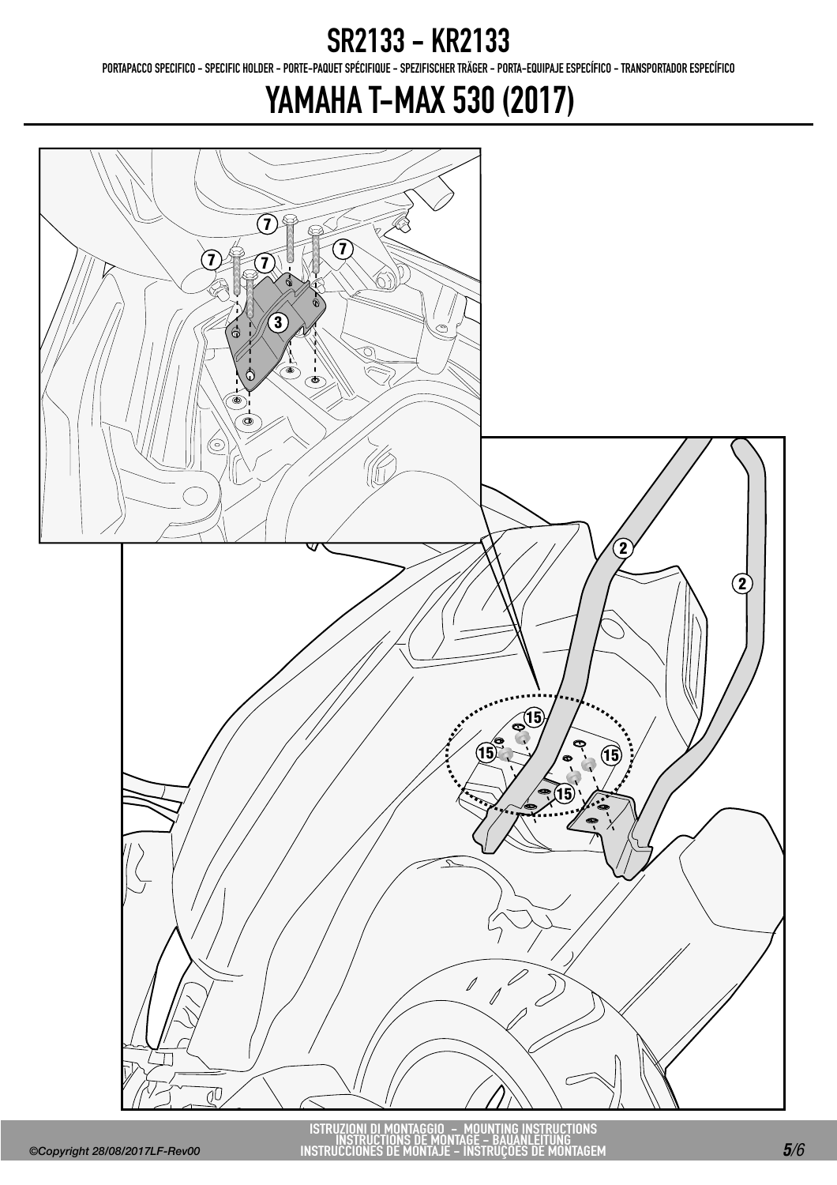# SR2133 - KR2133

PORTAPACCO SPECIFICO - SPECIFIC HOLDER - PORTE-PAQUET SPÉCIFIQUE - SPEZIFISCHER TRÄGER - PORTA-EQUIPAJE ESPECÍFICO - TRANSPORTADOR ESPECÍFICO

# YAMAHA T-MAX 530 (2017)

7 7 7 7 3

2 2

15 15 15 15

ISTRUZIONI DI MONTAGGIO - MOUNTING INSTRUCTIONS
INSTRUCTIONS DE MONTAGE - BAUANLEITUNG
INSTRUCCIONES DE MONTAJE - INSTRUÇOES DE MONTAGEM

©Copyright 28/08/2017LF-Rev00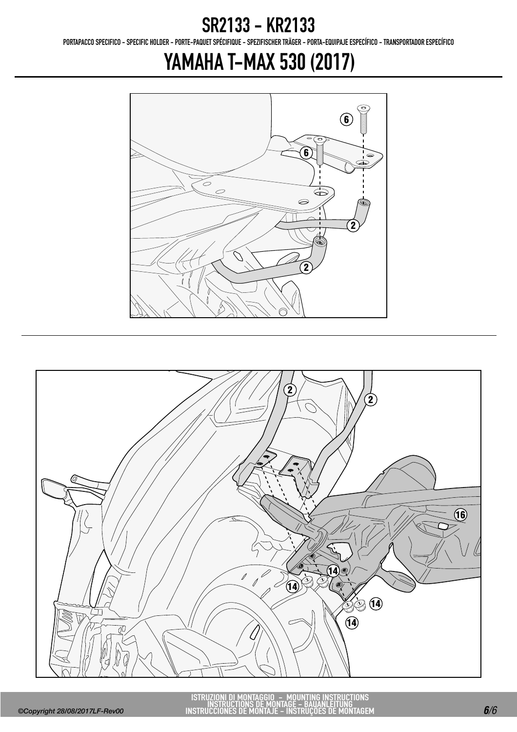# SR2133 - KR2133

PORTAPACCO SPECIFICO - SPECIFIC HOLDER - PORTE-PAQUET SPÉCIFIQUE - SPEZIFISCHER TRÄGER - PORTA-EQUIPAJE ESPECÍFICO - TRANSPORTADOR ESPECÍFICO

# YAMAHA T-MAX 530 (2017)

6
6
2
2

2
2
16
14
14
14
14

ISTRUZIONI DI MONTAGGIO - MOUNTING INSTRUCTIONS
INSTRUCTIONS DE MONTAGE - BAUANLEITUNG
INSTRUCCIONES DE MONTAJE - INSTRUÇÕES DE MONTAGEM

*©Copyright 28/08/2017LF-Rev00*